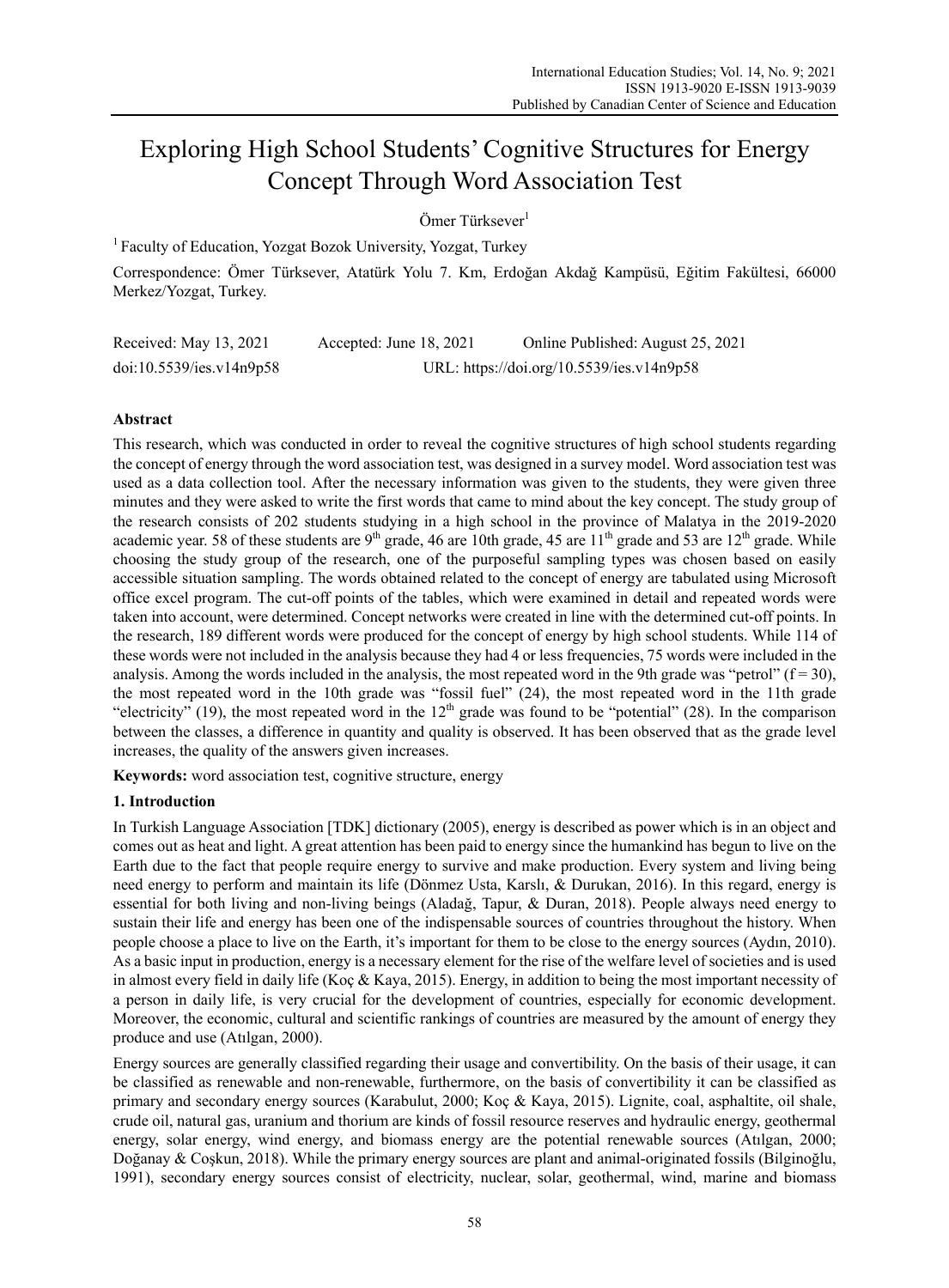# Exploring High School Students' Cognitive Structures for Energy Concept Through Word Association Test

Ömer Türksever[1]

[1] Faculty of Education, Yozgat Bozok University, Yozgat, Turkey

Correspondence: Ömer Türksever, Atatürk Yolu 7. Km, Erdoğan Akdağ Kampüsü, Eğitim Fakültesi, 66000 Merkez/Yozgat, Turkey.

Received: May 13, 2021  Accepted: June 18, 2021  Online Published: August 25, 2021

doi:10.5539/ies.v14n9p58  URL: https://doi.org/10.5539/ies.v14n9p58

## Abstract

This research, which was conducted in order to reveal the cognitive structures of high school students regarding the concept of energy through the word association test, was designed in a survey model. Word association test was used as a data collection tool. After the necessary information was given to the students, they were given three minutes and they were asked to write the first words that came to mind about the key concept. The study group of the research consists of 202 students studying in a high school in the province of Malatya in the 2019-2020 academic year. 58 of these students are 9th grade, 46 are 10th grade, 45 are 11th grade and 53 are 12th grade. While choosing the study group of the research, one of the purposeful sampling types was chosen based on easily accessible situation sampling. The words obtained related to the concept of energy are tabulated using Microsoft office excel program. The cut-off points of the tables, which were examined in detail and repeated words were taken into account, were determined. Concept networks were created in line with the determined cut-off points. In the research, 189 different words were produced for the concept of energy by high school students. While 114 of these words were not included in the analysis because they had 4 or less frequencies, 75 words were included in the analysis. Among the words included in the analysis, the most repeated word in the 9th grade was "petrol" ($f = 30$), the most repeated word in the 10th grade was "fossil fuel" (24), the most repeated word in the 11th grade "electricity" (19), the most repeated word in the 12th grade was found to be "potential" (28). In the comparison between the classes, a difference in quantity and quality is observed. It has been observed that as the grade level increases, the quality of the answers given increases.

**Keywords:** word association test, cognitive structure, energy

## 1. Introduction

In Turkish Language Association [TDK] dictionary (2005), energy is described as power which is in an object and comes out as heat and light. A great attention has been paid to energy since the humankind has begun to live on the Earth due to the fact that people require energy to survive and make production. Every system and living being need energy to perform and maintain its life (Dönmez Usta, Karslı, & Durukan, 2016). In this regard, energy is essential for both living and non-living beings (Aladağ, Tapur, & Duran, 2018). People always need energy to sustain their life and energy has been one of the indispensable sources of countries throughout the history. When people choose a place to live on the Earth, it's important for them to be close to the energy sources (Aydın, 2010). As a basic input in production, energy is a necessary element for the rise of the welfare level of societies and is used in almost every field in daily life (Koç & Kaya, 2015). Energy, in addition to being the most important necessity of a person in daily life, is very crucial for the development of countries, especially for economic development. Moreover, the economic, cultural and scientific rankings of countries are measured by the amount of energy they produce and use (Atılgan, 2000).

Energy sources are generally classified regarding their usage and convertibility. On the basis of their usage, it can be classified as renewable and non-renewable, furthermore, on the basis of convertibility it can be classified as primary and secondary energy sources (Karabulut, 2000; Koç & Kaya, 2015). Lignite, coal, asphaltite, oil shale, crude oil, natural gas, uranium and thorium are kinds of fossil resource reserves and hydraulic energy, geothermal energy, solar energy, wind energy, and biomass energy are the potential renewable sources (Atılgan, 2000; Doğanay & Coşkun, 2018). While the primary energy sources are plant and animal-originated fossils (Bilginoğlu, 1991), secondary energy sources consist of electricity, nuclear, solar, geothermal, wind, marine and biomass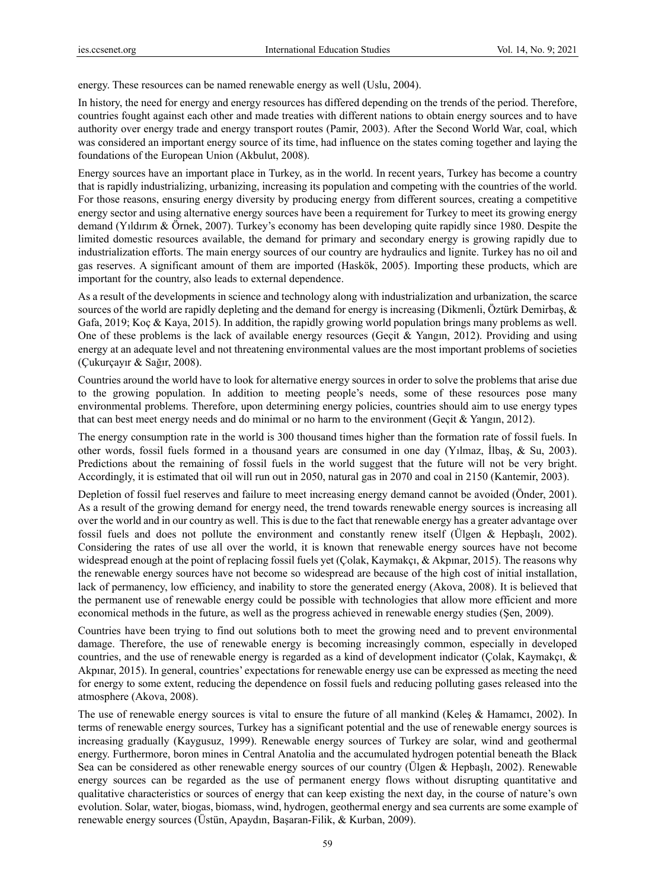energy. These resources can be named renewable energy as well (Uslu, 2004).

In history, the need for energy and energy resources has differed depending on the trends of the period. Therefore, countries fought against each other and made treaties with different nations to obtain energy sources and to have authority over energy trade and energy transport routes (Pamir, 2003). After the Second World War, coal, which was considered an important energy source of its time, had influence on the states coming together and laying the foundations of the European Union (Akbulut, 2008).

Energy sources have an important place in Turkey, as in the world. In recent years, Turkey has become a country that is rapidly industrializing, urbanizing, increasing its population and competing with the countries of the world. For those reasons, ensuring energy diversity by producing energy from different sources, creating a competitive energy sector and using alternative energy sources have been a requirement for Turkey to meet its growing energy demand (Yıldırım & Örnek, 2007). Turkey's economy has been developing quite rapidly since 1980. Despite the limited domestic resources available, the demand for primary and secondary energy is growing rapidly due to industrialization efforts. The main energy sources of our country are hydraulics and lignite. Turkey has no oil and gas reserves. A significant amount of them are imported (Haskök, 2005). Importing these products, which are important for the country, also leads to external dependence.

As a result of the developments in science and technology along with industrialization and urbanization, the scarce sources of the world are rapidly depleting and the demand for energy is increasing (Dikmenli, Öztürk Demirbaş, & Gafa, 2019; Koç & Kaya, 2015). In addition, the rapidly growing world population brings many problems as well. One of these problems is the lack of available energy resources (Geçit & Yangın, 2012). Providing and using energy at an adequate level and not threatening environmental values are the most important problems of societies (Çukurçayır & Sağır, 2008).

Countries around the world have to look for alternative energy sources in order to solve the problems that arise due to the growing population. In addition to meeting people's needs, some of these resources pose many environmental problems. Therefore, upon determining energy policies, countries should aim to use energy types that can best meet energy needs and do minimal or no harm to the environment (Geçit & Yangın, 2012).

The energy consumption rate in the world is 300 thousand times higher than the formation rate of fossil fuels. In other words, fossil fuels formed in a thousand years are consumed in one day (Yılmaz, İlbaş, & Su, 2003). Predictions about the remaining of fossil fuels in the world suggest that the future will not be very bright. Accordingly, it is estimated that oil will run out in 2050, natural gas in 2070 and coal in 2150 (Kantemir, 2003).

Depletion of fossil fuel reserves and failure to meet increasing energy demand cannot be avoided (Önder, 2001). As a result of the growing demand for energy need, the trend towards renewable energy sources is increasing all over the world and in our country as well. This is due to the fact that renewable energy has a greater advantage over fossil fuels and does not pollute the environment and constantly renew itself (Ülgen & Hepbaşlı, 2002). Considering the rates of use all over the world, it is known that renewable energy sources have not become widespread enough at the point of replacing fossil fuels yet (Çolak, Kaymakçı, & Akpınar, 2015). The reasons why the renewable energy sources have not become so widespread are because of the high cost of initial installation, lack of permanency, low efficiency, and inability to store the generated energy (Akova, 2008). It is believed that the permanent use of renewable energy could be possible with technologies that allow more efficient and more economical methods in the future, as well as the progress achieved in renewable energy studies (Şen, 2009).

Countries have been trying to find out solutions both to meet the growing need and to prevent environmental damage. Therefore, the use of renewable energy is becoming increasingly common, especially in developed countries, and the use of renewable energy is regarded as a kind of development indicator (Çolak, Kaymakçı, & Akpınar, 2015). In general, countries' expectations for renewable energy use can be expressed as meeting the need for energy to some extent, reducing the dependence on fossil fuels and reducing polluting gases released into the atmosphere (Akova, 2008).

The use of renewable energy sources is vital to ensure the future of all mankind (Keleş & Hamamcı, 2002). In terms of renewable energy sources, Turkey has a significant potential and the use of renewable energy sources is increasing gradually (Kaygusuz, 1999). Renewable energy sources of Turkey are solar, wind and geothermal energy. Furthermore, boron mines in Central Anatolia and the accumulated hydrogen potential beneath the Black Sea can be considered as other renewable energy sources of our country (Ülgen & Hepbaşlı, 2002). Renewable energy sources can be regarded as the use of permanent energy flows without disrupting quantitative and qualitative characteristics or sources of energy that can keep existing the next day, in the course of nature's own evolution. Solar, water, biogas, biomass, wind, hydrogen, geothermal energy and sea currents are some example of renewable energy sources (Üstün, Apaydın, Başaran-Filik, & Kurban, 2009).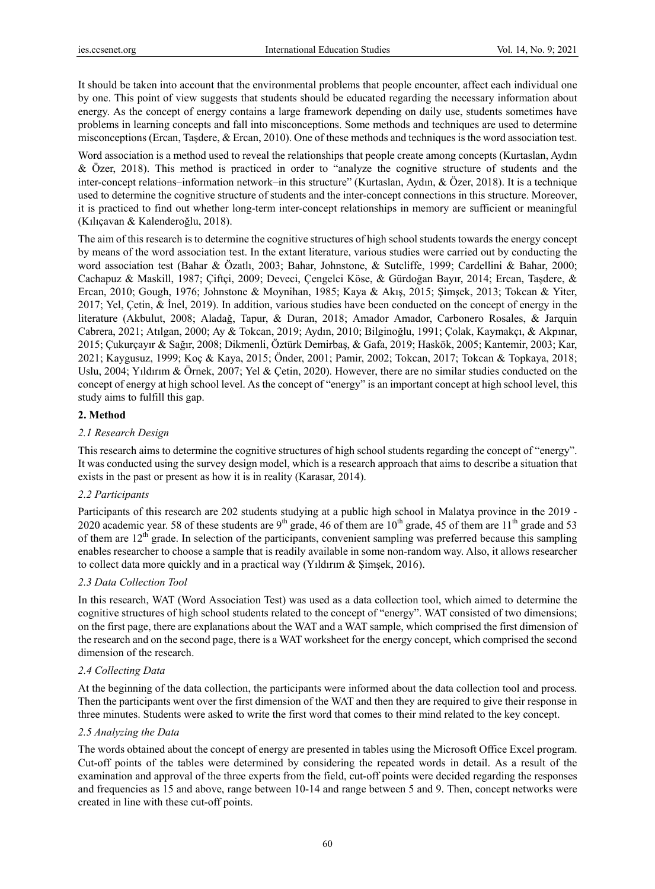It should be taken into account that the environmental problems that people encounter, affect each individual one by one. This point of view suggests that students should be educated regarding the necessary information about energy. As the concept of energy contains a large framework depending on daily use, students sometimes have problems in learning concepts and fall into misconceptions. Some methods and techniques are used to determine misconceptions (Ercan, Taşdere, & Ercan, 2010). One of these methods and techniques is the word association test.

Word association is a method used to reveal the relationships that people create among concepts (Kurtaslan, Aydın & Özer, 2018). This method is practiced in order to "analyze the cognitive structure of students and the inter-concept relations–information network–in this structure" (Kurtaslan, Aydın, & Özer, 2018). It is a technique used to determine the cognitive structure of students and the inter-concept connections in this structure. Moreover, it is practiced to find out whether long-term inter-concept relationships in memory are sufficient or meaningful (Kılıçavan & Kalenderoğlu, 2018).

The aim of this research is to determine the cognitive structures of high school students towards the energy concept by means of the word association test. In the extant literature, various studies were carried out by conducting the word association test (Bahar & Özatlı, 2003; Bahar, Johnstone, & Sutcliffe, 1999; Cardellini & Bahar, 2000; Cachapuz & Maskill, 1987; Çiftçi, 2009; Deveci, Çengelci Köse, & Gürdoğan Bayır, 2014; Ercan, Taşdere, & Ercan, 2010; Gough, 1976; Johnstone & Moynihan, 1985; Kaya & Akış, 2015; Şimşek, 2013; Tokcan & Yiter, 2017; Yel, Çetin, & İnel, 2019). In addition, various studies have been conducted on the concept of energy in the literature (Akbulut, 2008; Aladağ, Tapur, & Duran, 2018; Amador Amador, Carbonero Rosales, & Jarquin Cabrera, 2021; Atılgan, 2000; Ay & Tokcan, 2019; Aydın, 2010; Bilginoğlu, 1991; Çolak, Kaymakçı, & Akpınar, 2015; Çukurçayır & Sağır, 2008; Dikmenli, Öztürk Demirbaş, & Gafa, 2019; Haskök, 2005; Kantemir, 2003; Kar, 2021; Kaygusuz, 1999; Koç & Kaya, 2015; Önder, 2001; Pamir, 2002; Tokcan, 2017; Tokcan & Topkaya, 2018; Uslu, 2004; Yıldırım & Örnek, 2007; Yel & Çetin, 2020). However, there are no similar studies conducted on the concept of energy at high school level. As the concept of "energy" is an important concept at high school level, this study aims to fulfill this gap.

## 2. Method

### *2.1 Research Design*

This research aims to determine the cognitive structures of high school students regarding the concept of "energy". It was conducted using the survey design model, which is a research approach that aims to describe a situation that exists in the past or present as how it is in reality (Karasar, 2014).

### *2.2 Participants*

Participants of this research are 202 students studying at a public high school in Malatya province in the 2019 - 2020 academic year. 58 of these students are 9th grade, 46 of them are 10th grade, 45 of them are 11th grade and 53 of them are 12th grade. In selection of the participants, convenient sampling was preferred because this sampling enables researcher to choose a sample that is readily available in some non-random way. Also, it allows researcher to collect data more quickly and in a practical way (Yıldırım & Şimşek, 2016).

### *2.3 Data Collection Tool*

In this research, WAT (Word Association Test) was used as a data collection tool, which aimed to determine the cognitive structures of high school students related to the concept of "energy". WAT consisted of two dimensions; on the first page, there are explanations about the WAT and a WAT sample, which comprised the first dimension of the research and on the second page, there is a WAT worksheet for the energy concept, which comprised the second dimension of the research.

### *2.4 Collecting Data*

At the beginning of the data collection, the participants were informed about the data collection tool and process. Then the participants went over the first dimension of the WAT and then they are required to give their response in three minutes. Students were asked to write the first word that comes to their mind related to the key concept.

### *2.5 Analyzing the Data*

The words obtained about the concept of energy are presented in tables using the Microsoft Office Excel program. Cut-off points of the tables were determined by considering the repeated words in detail. As a result of the examination and approval of the three experts from the field, cut-off points were decided regarding the responses and frequencies as 15 and above, range between 10-14 and range between 5 and 9. Then, concept networks were created in line with these cut-off points.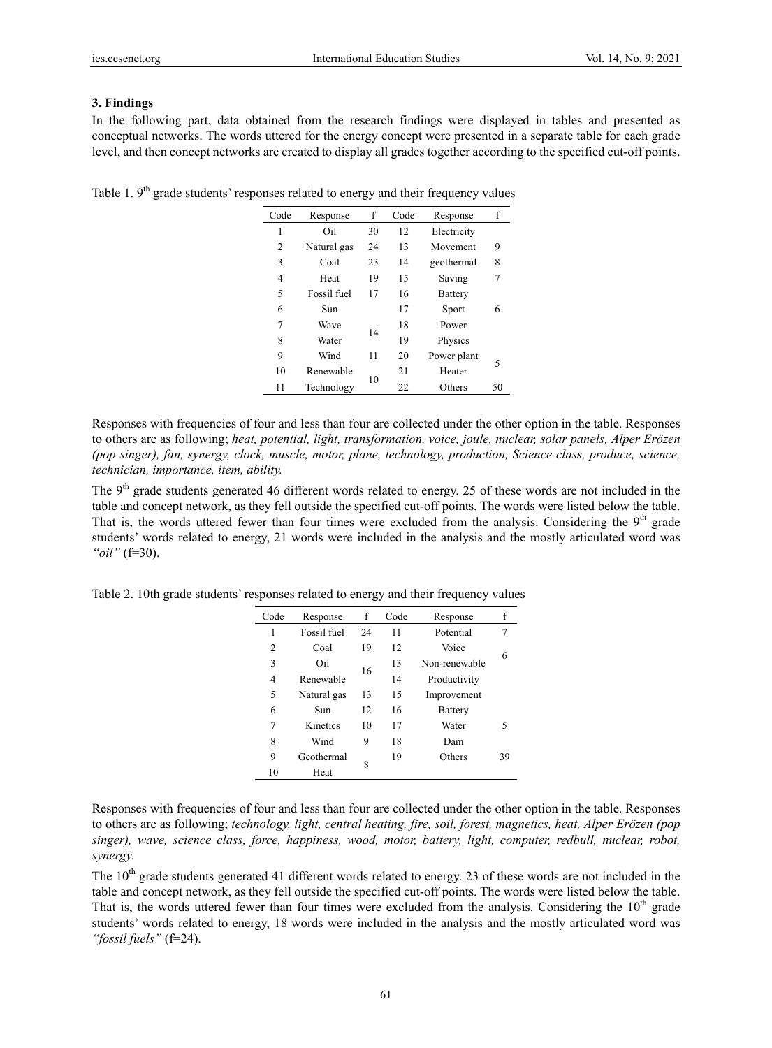## 3. Findings

In the following part, data obtained from the research findings were displayed in tables and presented as conceptual networks. The words uttered for the energy concept were presented in a separate table for each grade level, and then concept networks are created to display all grades together according to the specified cut-off points.

Table 1. 9th grade students' responses related to energy and their frequency values

| Code | Response | f | Code | Response | f |
|---|---|---|---|---|---|
| 1 | Oil | 30 | 12 | Electricity | |
| 2 | Natural gas | 24 | 13 | Movement | 9 |
| 3 | Coal | 23 | 14 | geothermal | 8 |
| 4 | Heat | 19 | 15 | Saving | 7 |
| 5 | Fossil fuel | 17 | 16 | Battery | |
| 6 | Sun | | 17 | Sport | 6 |
| 7 | Wave | 14 | 18 | Power | |
| 8 | Water | 14 | 19 | Physics | |
| 9 | Wind | 11 | 20 | Power plant | 5 |
| 10 | Renewable | 10 | 21 | Heater | 5 |
| 11 | Technology | 10 | 22 | Others | 50 |

Responses with frequencies of four and less than four are collected under the other option in the table. Responses to others are as following; *heat, potential, light, transformation, voice, joule, nuclear, solar panels, Alper Erözen (pop singer), fan, synergy, clock, muscle, motor, plane, technology, production, Science class, produce, science, technician, importance, item, ability.*

The 9th grade students generated 46 different words related to energy. 25 of these words are not included in the table and concept network, as they fell outside the specified cut-off points. The words were listed below the table. That is, the words uttered fewer than four times were excluded from the analysis. Considering the 9th grade students' words related to energy, 21 words were included in the analysis and the mostly articulated word was *"oil"* (f=30).

Table 2. 10th grade students' responses related to energy and their frequency values

| Code | Response | f | Code | Response | f |
|---|---|---|---|---|---|
| 1 | Fossil fuel | 24 | 11 | Potential | 7 |
| 2 | Coal | 19 | 12 | Voice | 6 |
| 3 | Oil | 16 | 13 | Non-renewable | 6 |
| 4 | Renewable | 16 | 14 | Productivity | |
| 5 | Natural gas | 13 | 15 | Improvement | |
| 6 | Sun | 12 | 16 | Battery | |
| 7 | Kinetics | 10 | 17 | Water | 5 |
| 8 | Wind | 9 | 18 | Dam | |
| 9 | Geothermal | 8 | 19 | Others | 39 |
| 10 | Heat | 8 | | | |

Responses with frequencies of four and less than four are collected under the other option in the table. Responses to others are as following; *technology, light, central heating, fire, soil, forest, magnetics, heat, Alper Erözen (pop singer), wave, science class, force, happiness, wood, motor, battery, light, computer, redbull, nuclear, robot, synergy.*

The 10th grade students generated 41 different words related to energy. 23 of these words are not included in the table and concept network, as they fell outside the specified cut-off points. The words were listed below the table. That is, the words uttered fewer than four times were excluded from the analysis. Considering the 10th grade students' words related to energy, 18 words were included in the analysis and the mostly articulated word was *"fossil fuels"* (f=24).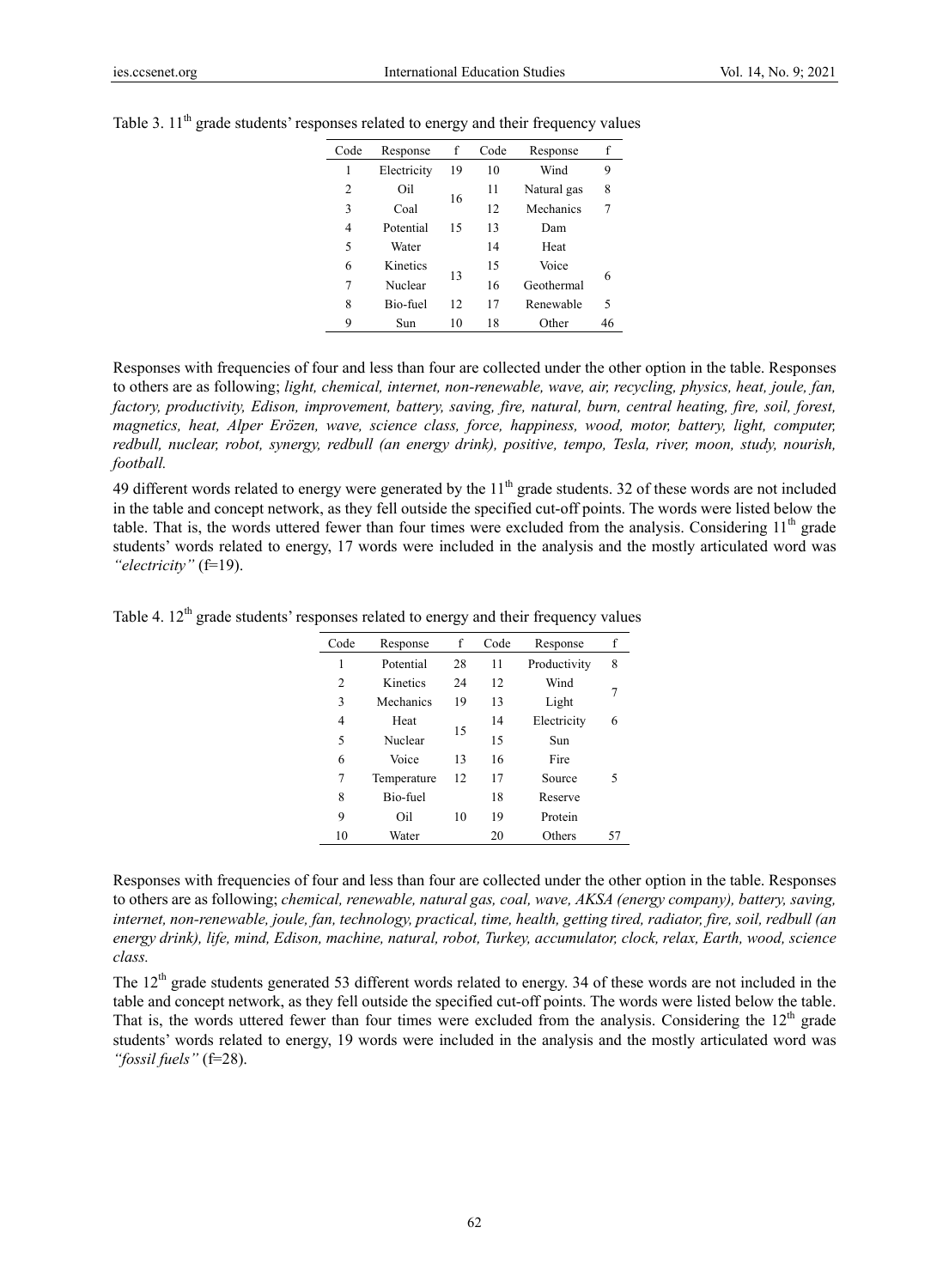Table 3. 11th grade students' responses related to energy and their frequency values

| Code | Response | f | Code | Response | f |
|---|---|---|---|---|---|
| 1 | Electricity | 19 | 10 | Wind | 9 |
| 2 | Oil | 16 | 11 | Natural gas | 8 |
| 3 | Coal | | 12 | Mechanics | 7 |
| 4 | Potential | 15 | 13 | Dam | |
| 5 | Water | | 14 | Heat | |
| 6 | Kinetics | 13 | 15 | Voice | 6 |
| 7 | Nuclear | | 16 | Geothermal | |
| 8 | Bio-fuel | 12 | 17 | Renewable | 5 |
| 9 | Sun | 10 | 18 | Other | 46 |

Responses with frequencies of four and less than four are collected under the other option in the table. Responses to others are as following; *light, chemical, internet, non-renewable, wave, air, recycling, physics, heat, joule, fan, factory, productivity, Edison, improvement, battery, saving, fire, natural, burn, central heating, fire, soil, forest, magnetics, heat, Alper Erözen, wave, science class, force, happiness, wood, motor, battery, light, computer, redbull, nuclear, robot, synergy, redbull (an energy drink), positive, tempo, Tesla, river, moon, study, nourish, football.*

49 different words related to energy were generated by the 11th grade students. 32 of these words are not included in the table and concept network, as they fell outside the specified cut-off points. The words were listed below the table. That is, the words uttered fewer than four times were excluded from the analysis. Considering 11th grade students' words related to energy, 17 words were included in the analysis and the mostly articulated word was *"electricity"* (f=19).

Table 4. 12th grade students' responses related to energy and their frequency values

| Code | Response | f | Code | Response | f |
|---|---|---|---|---|---|
| 1 | Potential | 28 | 11 | Productivity | 8 |
| 2 | Kinetics | 24 | 12 | Wind | 7 |
| 3 | Mechanics | 19 | 13 | Light | |
| 4 | Heat | 15 | 14 | Electricity | 6 |
| 5 | Nuclear | | 15 | Sun | |
| 6 | Voice | 13 | 16 | Fire | |
| 7 | Temperature | 12 | 17 | Source | 5 |
| 8 | Bio-fuel | | 18 | Reserve | |
| 9 | Oil | 10 | 19 | Protein | |
| 10 | Water | | 20 | Others | 57 |

Responses with frequencies of four and less than four are collected under the other option in the table. Responses to others are as following; *chemical, renewable, natural gas, coal, wave, AKSA (energy company), battery, saving, internet, non-renewable, joule, fan, technology, practical, time, health, getting tired, radiator, fire, soil, redbull (an energy drink), life, mind, Edison, machine, natural, robot, Turkey, accumulator, clock, relax, Earth, wood, science class.*

The 12th grade students generated 53 different words related to energy. 34 of these words are not included in the table and concept network, as they fell outside the specified cut-off points. The words were listed below the table. That is, the words uttered fewer than four times were excluded from the analysis. Considering the 12th grade students' words related to energy, 19 words were included in the analysis and the mostly articulated word was *"fossil fuels"* (f=28).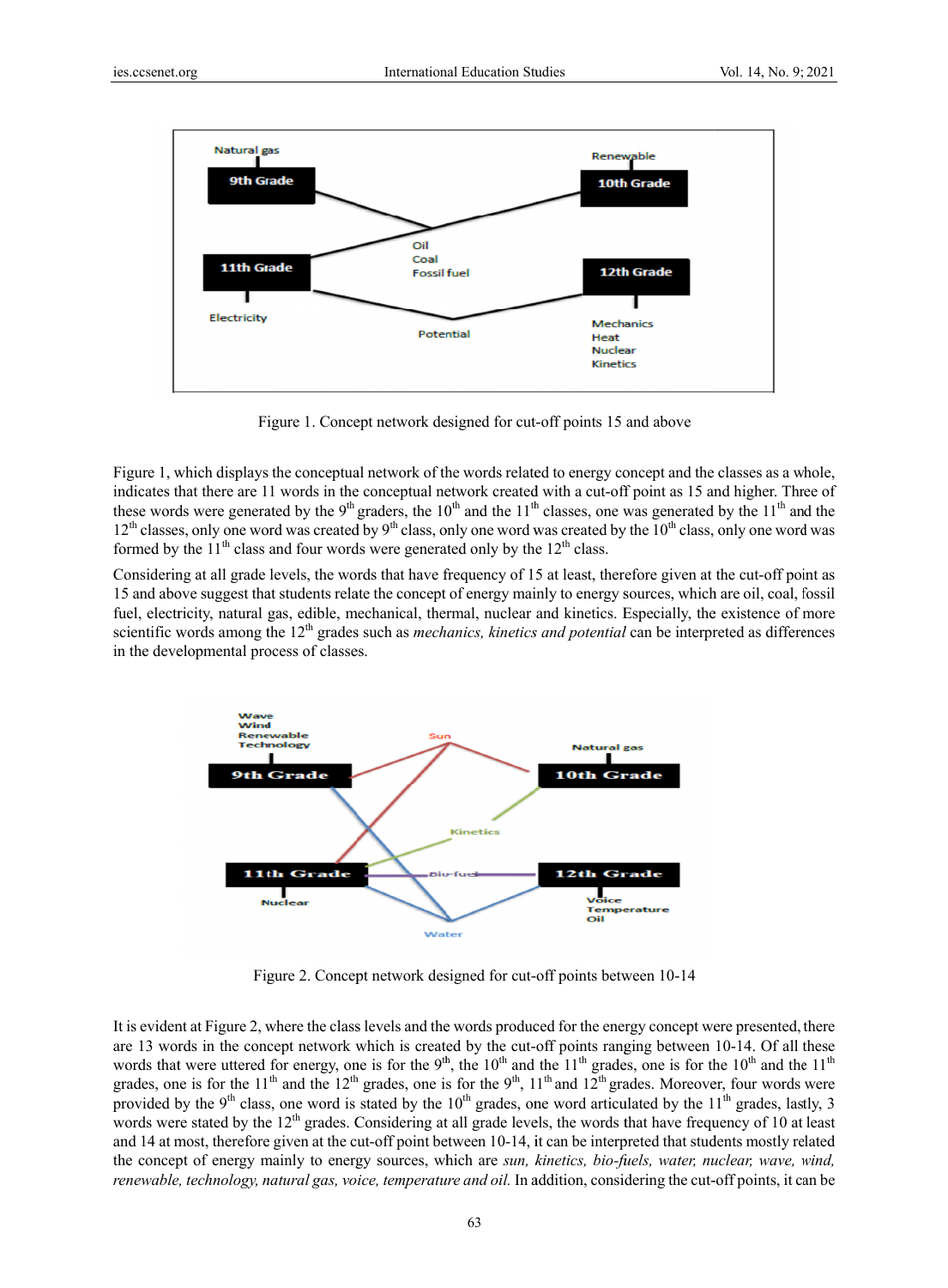Figure 1. Concept network designed for cut-off points 15 and above

Figure 1, which displays the conceptual network of the words related to energy concept and the classes as a whole, indicates that there are 11 words in the conceptual network created with a cut-off point as 15 and higher. Three of these words were generated by the 9th graders, the 10th and the 11th classes, one was generated by the 11th and the 12th classes, only one word was created by 9th class, only one word was created by the 10th class, only one word was formed by the 11th class and four words were generated only by the 12th class.

Considering at all grade levels, the words that have frequency of 15 at least, therefore given at the cut-off point as 15 and above suggest that students relate the concept of energy mainly to energy sources, which are oil, coal, fossil fuel, electricity, natural gas, edible, mechanical, thermal, nuclear and kinetics. Especially, the existence of more scientific words among the 12th grades such as *mechanics, kinetics and potential* can be interpreted as differences in the developmental process of classes.

Figure 2. Concept network designed for cut-off points between 10-14

It is evident at Figure 2, where the class levels and the words produced for the energy concept were presented, there are 13 words in the concept network which is created by the cut-off points ranging between 10-14. Of all these words that were uttered for energy, one is for the 9th, the 10th and the 11th grades, one is for the 10th and the 11th grades, one is for the 11th and the 12th grades, one is for the 9th, 11th and 12th grades. Moreover, four words were provided by the 9th class, one word is stated by the 10th grades, one word articulated by the 11th grades, lastly, 3 words were stated by the 12th grades. Considering at all grade levels, the words that have frequency of 10 at least and 14 at most, therefore given at the cut-off point between 10-14, it can be interpreted that students mostly related the concept of energy mainly to energy sources, which are *sun, kinetics, bio-fuels, water, nuclear, wave, wind, renewable, technology, natural gas, voice, temperature and oil.* In addition, considering the cut-off points, it can be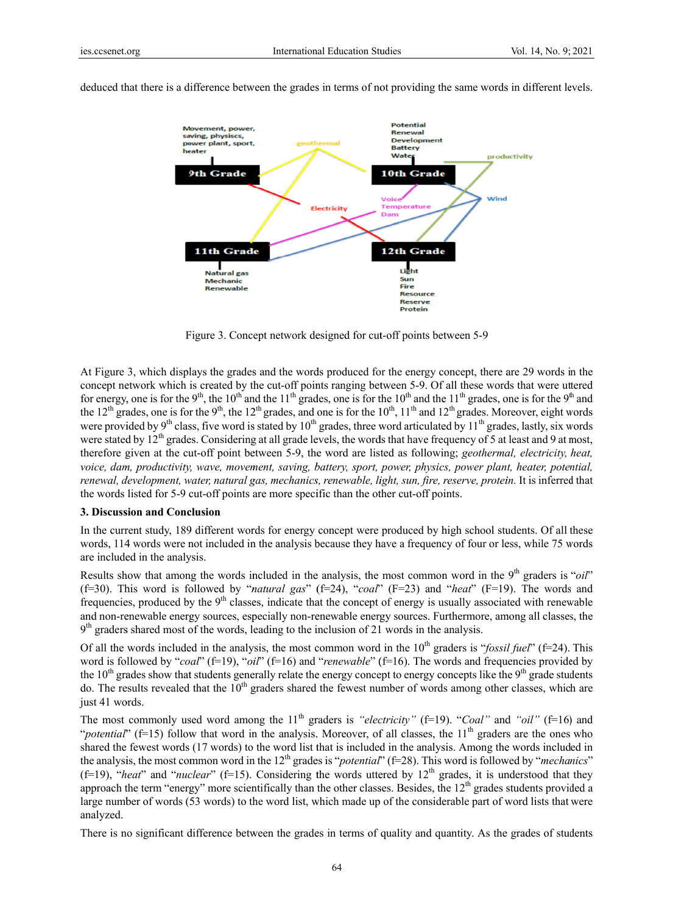deduced that there is a difference between the grades in terms of not providing the same words in different levels.

Figure 3. Concept network designed for cut-off points between 5-9

At Figure 3, which displays the grades and the words produced for the energy concept, there are 29 words in the concept network which is created by the cut-off points ranging between 5-9. Of all these words that were uttered for energy, one is for the 9th, the 10th and the 11th grades, one is for the 10th and the 11th grades, one is for the 9th and the 12th grades, one is for the 9th, the 12th grades, and one is for the 10th, 11th and 12th grades. Moreover, eight words were provided by 9th class, five word is stated by 10th grades, three word articulated by 11th grades, lastly, six words were stated by 12th grades. Considering at all grade levels, the words that have frequency of 5 at least and 9 at most, therefore given at the cut-off point between 5-9, the word are listed as following; *geothermal, electricity, heat, voice, dam, productivity, wave, movement, saving, battery, sport, power, physics, power plant, heater, potential, renewal, development, water, natural gas, mechanics, renewable, light, sun, fire, reserve, protein*. It is inferred that the words listed for 5-9 cut-off points are more specific than the other cut-off points.

## 3. Discussion and Conclusion

In the current study, 189 different words for energy concept were produced by high school students. Of all these words, 114 words were not included in the analysis because they have a frequency of four or less, while 75 words are included in the analysis.

Results show that among the words included in the analysis, the most common word in the 9th graders is "*oil*" (f=30). This word is followed by "*natural gas*" (f=24), "*coal*" (F=23) and "*heat*" (F=19). The words and frequencies, produced by the 9th classes, indicate that the concept of energy is usually associated with renewable and non-renewable energy sources, especially non-renewable energy sources. Furthermore, among all classes, the 9th graders shared most of the words, leading to the inclusion of 21 words in the analysis.

Of all the words included in the analysis, the most common word in the 10th graders is "*fossil fuel*" (f=24). This word is followed by "*coal*" (f=19), "*oil*" (f=16) and "*renewable*" (f=16). The words and frequencies provided by the 10th grades show that students generally relate the energy concept to energy concepts like the 9th grade students do. The results revealed that the 10th graders shared the fewest number of words among other classes, which are just 41 words.

The most commonly used word among the 11th graders is *"electricity"* (f=19). "*Coal"* and *"oil"* (f=16) and "*potential*" (f=15) follow that word in the analysis. Moreover, of all classes, the 11th graders are the ones who shared the fewest words (17 words) to the word list that is included in the analysis. Among the words included in the analysis, the most common word in the 12th grades is "*potential*" (f=28). This word is followed by "*mechanics*" (f=19), "*heat*" and "*nuclear*" (f=15). Considering the words uttered by 12th grades, it is understood that they approach the term "energy" more scientifically than the other classes. Besides, the 12th grades students provided a large number of words (53 words) to the word list, which made up of the considerable part of word lists that were analyzed.

There is no significant difference between the grades in terms of quality and quantity. As the grades of students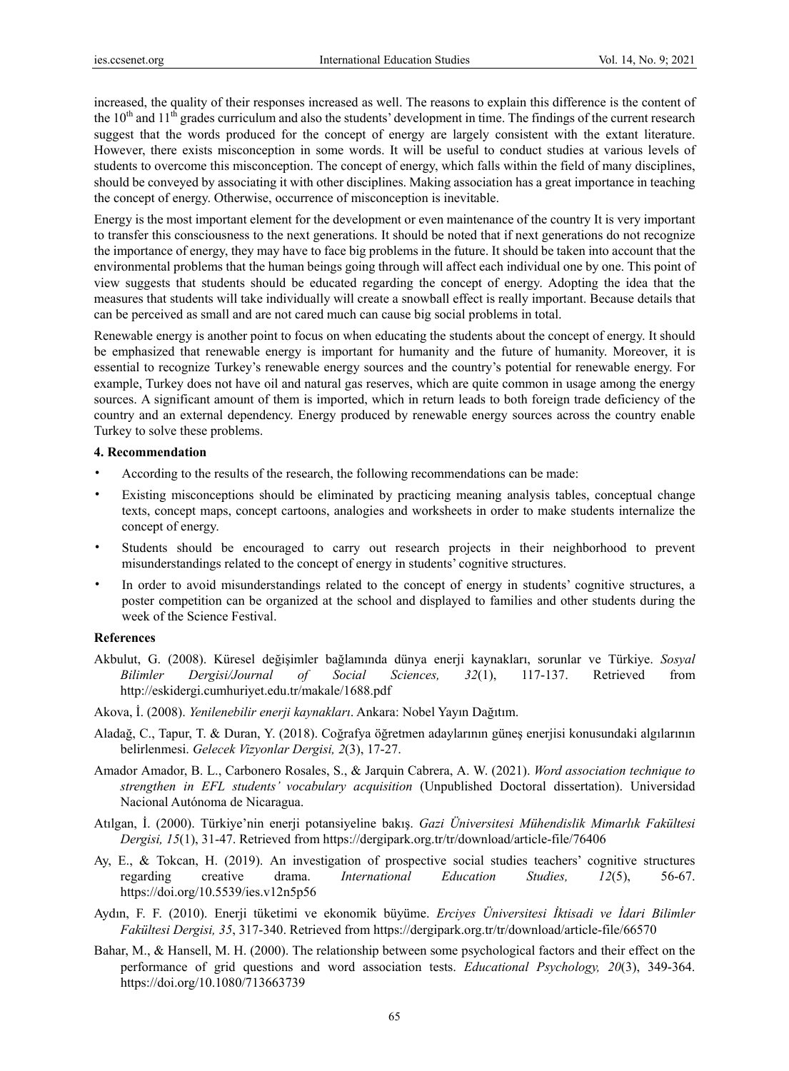increased, the quality of their responses increased as well. The reasons to explain this difference is the content of the $10^{th}$ and $11^{th}$ grades curriculum and also the students' development in time. The findings of the current research suggest that the words produced for the concept of energy are largely consistent with the extant literature. However, there exists misconception in some words. It will be useful to conduct studies at various levels of students to overcome this misconception. The concept of energy, which falls within the field of many disciplines, should be conveyed by associating it with other disciplines. Making association has a great importance in teaching the concept of energy. Otherwise, occurrence of misconception is inevitable.

Energy is the most important element for the development or even maintenance of the country It is very important to transfer this consciousness to the next generations. It should be noted that if next generations do not recognize the importance of energy, they may have to face big problems in the future. It should be taken into account that the environmental problems that the human beings going through will affect each individual one by one. This point of view suggests that students should be educated regarding the concept of energy. Adopting the idea that the measures that students will take individually will create a snowball effect is really important. Because details that can be perceived as small and are not cared much can cause big social problems in total.

Renewable energy is another point to focus on when educating the students about the concept of energy. It should be emphasized that renewable energy is important for humanity and the future of humanity. Moreover, it is essential to recognize Turkey's renewable energy sources and the country's potential for renewable energy. For example, Turkey does not have oil and natural gas reserves, which are quite common in usage among the energy sources. A significant amount of them is imported, which in return leads to both foreign trade deficiency of the country and an external dependency. Energy produced by renewable energy sources across the country enable Turkey to solve these problems.

## 4. Recommendation

- According to the results of the research, the following recommendations can be made:
- Existing misconceptions should be eliminated by practicing meaning analysis tables, conceptual change texts, concept maps, concept cartoons, analogies and worksheets in order to make students internalize the concept of energy.
- Students should be encouraged to carry out research projects in their neighborhood to prevent misunderstandings related to the concept of energy in students' cognitive structures.
- In order to avoid misunderstandings related to the concept of energy in students' cognitive structures, a poster competition can be organized at the school and displayed to families and other students during the week of the Science Festival.

## References

Akbulut, G. (2008). Küresel değişimler bağlamında dünya enerji kaynakları, sorunlar ve Türkiye. *Sosyal Bilimler Dergisi/Journal of Social Sciences, 32*(1), 117-137. Retrieved from http://eskidergi.cumhuriyet.edu.tr/makale/1688.pdf

Akova, İ. (2008). *Yenilenebilir enerji kaynakları*. Ankara: Nobel Yayın Dağıtım.

Aladağ, C., Tapur, T. & Duran, Y. (2018). Coğrafya öğretmen adaylarının güneş enerjisi konusundaki algılarının belirlenmesi. *Gelecek Vizyonlar Dergisi, 2*(3), 17-27.

Amador Amador, B. L., Carbonero Rosales, S., & Jarquin Cabrera, A. W. (2021). *Word association technique to strengthen in EFL students' vocabulary acquisition* (Unpublished Doctoral dissertation). Universidad Nacional Autónoma de Nicaragua.

Atılgan, İ. (2000). Türkiye'nin enerji potansiyeline bakış. *Gazi Üniversitesi Mühendislik Mimarlık Fakültesi Dergisi, 15*(1), 31-47. Retrieved from https://dergipark.org.tr/tr/download/article-file/76406

Ay, E., & Tokcan, H. (2019). An investigation of prospective social studies teachers' cognitive structures regarding creative drama. *International Education Studies, 12*(5), 56-67. https://doi.org/10.5539/ies.v12n5p56

Aydın, F. F. (2010). Enerji tüketimi ve ekonomik büyüme. *Erciyes Üniversitesi İktisadi ve İdari Bilimler Fakültesi Dergisi, 35*, 317-340. Retrieved from https://dergipark.org.tr/tr/download/article-file/66570

Bahar, M., & Hansell, M. H. (2000). The relationship between some psychological factors and their effect on the performance of grid questions and word association tests. *Educational Psychology, 20*(3), 349-364. https://doi.org/10.1080/713663739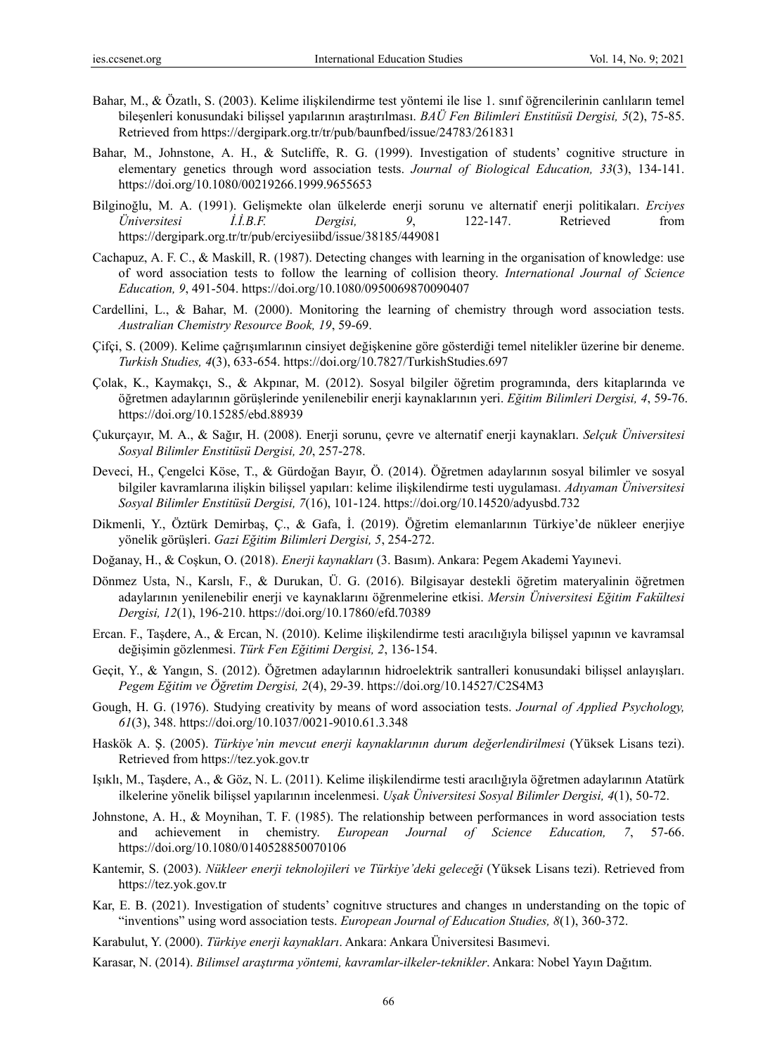Bahar, M., & Özatlı, S. (2003). Kelime ilişkilendirme test yöntemi ile lise 1. sınıf öğrencilerinin canlıların temel bileşenleri konusundaki bilişsel yapılarının araştırılması. *BAÜ Fen Bilimleri Enstitüsü Dergisi, 5*(2), 75-85. Retrieved from https://dergipark.org.tr/tr/pub/baunfbed/issue/24783/261831

Bahar, M., Johnstone, A. H., & Sutcliffe, R. G. (1999). Investigation of students' cognitive structure in elementary genetics through word association tests. *Journal of Biological Education, 33*(3), 134-141. https://doi.org/10.1080/00219266.1999.9655653

Bilginoğlu, M. A. (1991). Gelişmekte olan ülkelerde enerji sorunu ve alternatif enerji politikaları. *Erciyes Üniversitesi İ.İ.B.F. Dergisi, 9*, 122-147. Retrieved from https://dergipark.org.tr/tr/pub/erciyesiibd/issue/38185/449081

Cachapuz, A. F. C., & Maskill, R. (1987). Detecting changes with learning in the organisation of knowledge: use of word association tests to follow the learning of collision theory. *International Journal of Science Education, 9*, 491-504. https://doi.org/10.1080/0950069870090407

Cardellini, L., & Bahar, M. (2000). Monitoring the learning of chemistry through word association tests. *Australian Chemistry Resource Book, 19*, 59-69.

Çifçi, S. (2009). Kelime çağrışımlarının cinsiyet değişkenine göre gösterdiği temel nitelikler üzerine bir deneme. *Turkish Studies, 4*(3), 633-654. https://doi.org/10.7827/TurkishStudies.697

Çolak, K., Kaymakçı, S., & Akpınar, M. (2012). Sosyal bilgiler öğretim programında, ders kitaplarında ve öğretmen adaylarının görüşlerinde yenilenebilir enerji kaynaklarının yeri. *Eğitim Bilimleri Dergisi, 4*, 59-76. https://doi.org/10.15285/ebd.88939

Çukurçayır, M. A., & Sağır, H. (2008). Enerji sorunu, çevre ve alternatif enerji kaynakları. *Selçuk Üniversitesi Sosyal Bilimler Enstitüsü Dergisi, 20*, 257-278.

Deveci, H., Çengelci Köse, T., & Gürdoğan Bayır, Ö. (2014). Öğretmen adaylarının sosyal bilimler ve sosyal bilgiler kavramlarına ilişkin bilişsel yapıları: kelime ilişkilendirme testi uygulaması. *Adıyaman Üniversitesi Sosyal Bilimler Enstitüsü Dergisi, 7*(16), 101-124. https://doi.org/10.14520/adyusbd.732

Dikmenli, Y., Öztürk Demirbaş, Ç., & Gafa, İ. (2019). Öğretim elemanlarının Türkiye'de nükleer enerjiye yönelik görüşleri. *Gazi Eğitim Bilimleri Dergisi, 5*, 254-272.

Doğanay, H., & Coşkun, O. (2018). *Enerji kaynakları* (3. Basım). Ankara: Pegem Akademi Yayınevi.

Dönmez Usta, N., Karslı, F., & Durukan, Ü. G. (2016). Bilgisayar destekli öğretim materyalinin öğretmen adaylarının yenilenebilir enerji ve kaynaklarını öğrenmelerine etkisi. *Mersin Üniversitesi Eğitim Fakültesi Dergisi, 12*(1), 196-210. https://doi.org/10.17860/efd.70389

Ercan. F., Taşdere, A., & Ercan, N. (2010). Kelime ilişkilendirme testi aracılığıyla bilişsel yapının ve kavramsal değişimin gözlenmesi. *Türk Fen Eğitimi Dergisi, 2*, 136-154.

Geçit, Y., & Yangın, S. (2012). Öğretmen adaylarının hidroelektrik santralleri konusundaki bilişsel anlayışları. *Pegem Eğitim ve Öğretim Dergisi, 2*(4), 29-39. https://doi.org/10.14527/C2S4M3

Gough, H. G. (1976). Studying creativity by means of word association tests. *Journal of Applied Psychology, 61*(3), 348. https://doi.org/10.1037/0021-9010.61.3.348

Haskök A. Ş. (2005). *Türkiye'nin mevcut enerji kaynaklarının durum değerlendirilmesi* (Yüksek Lisans tezi). Retrieved from https://tez.yok.gov.tr

Işıklı, M., Taşdere, A., & Göz, N. L. (2011). Kelime ilişkilendirme testi aracılığıyla öğretmen adaylarının Atatürk ilkelerine yönelik bilişsel yapılarının incelenmesi. *Uşak Üniversitesi Sosyal Bilimler Dergisi, 4*(1), 50-72.

Johnstone, A. H., & Moynihan, T. F. (1985). The relationship between performances in word association tests and achievement in chemistry. *European Journal of Science Education, 7*, 57-66. https://doi.org/10.1080/0140528850070106

Kantemir, S. (2003). *Nükleer enerji teknolojileri ve Türkiye'deki geleceği* (Yüksek Lisans tezi). Retrieved from https://tez.yok.gov.tr

Kar, E. B. (2021). Investigation of students' cognitıve structures and changes ın understanding on the topic of "inventions" using word association tests. *European Journal of Education Studies, 8*(1), 360-372.

Karabulut, Y. (2000). *Türkiye enerji kaynakları*. Ankara: Ankara Üniversitesi Basımevi.

Karasar, N. (2014). *Bilimsel araştırma yöntemi, kavramlar-ilkeler-teknikler*. Ankara: Nobel Yayın Dağıtım.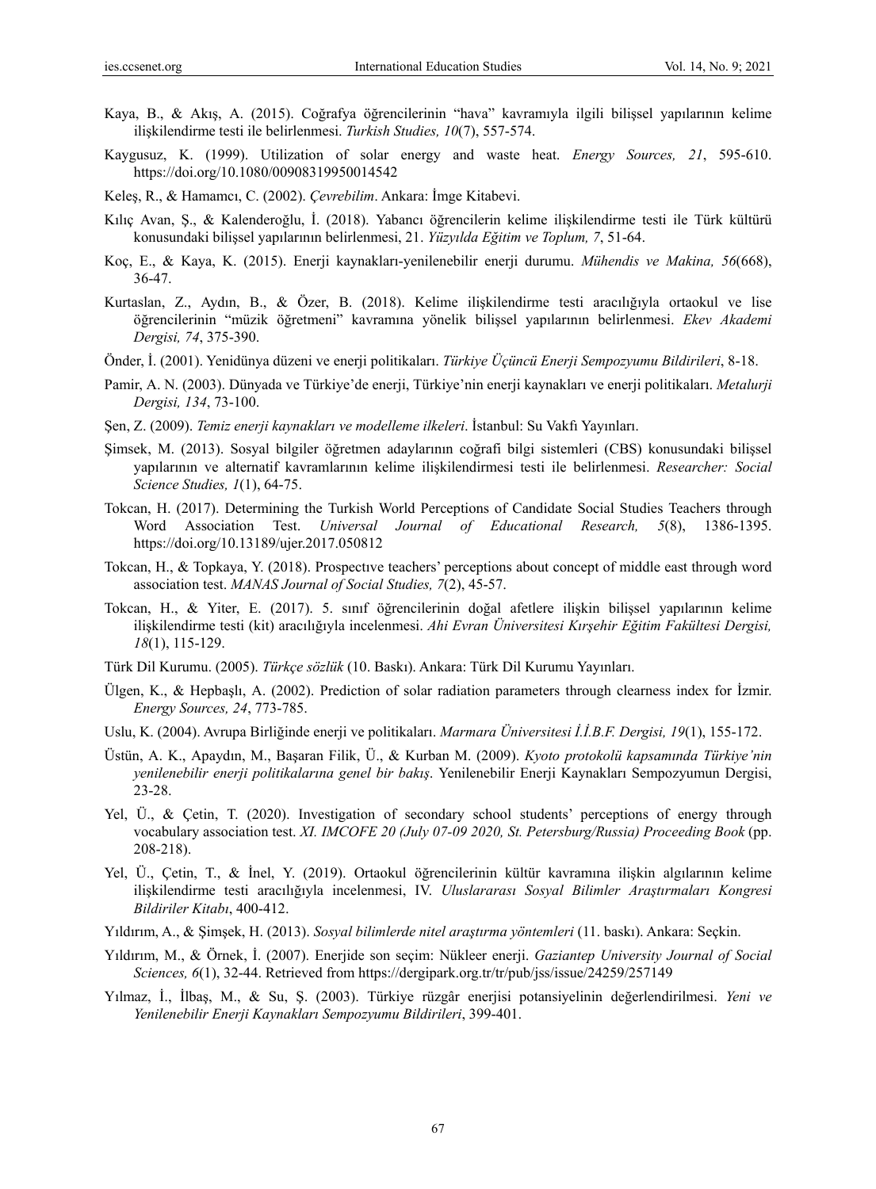Kaya, B., & Akış, A. (2015). Coğrafya öğrencilerinin "hava" kavramıyla ilgili bilişsel yapılarının kelime ilişkilendirme testi ile belirlenmesi. *Turkish Studies, 10*(7), 557-574.

Kaygusuz, K. (1999). Utilization of solar energy and waste heat. *Energy Sources, 21*, 595-610. https://doi.org/10.1080/00908319950014542

Keleş, R., & Hamamcı, C. (2002). *Çevrebilim*. Ankara: İmge Kitabevi.

Kılıç Avan, Ş., & Kalenderoğlu, İ. (2018). Yabancı öğrencilerin kelime ilişkilendirme testi ile Türk kültürü konusundaki bilişsel yapılarının belirlenmesi, 21. *Yüzyılda Eğitim ve Toplum, 7*, 51-64.

Koç, E., & Kaya, K. (2015). Enerji kaynakları-yenilenebilir enerji durumu. *Mühendis ve Makina, 56*(668), 36-47.

Kurtaslan, Z., Aydın, B., & Özer, B. (2018). Kelime ilişkilendirme testi aracılığıyla ortaokul ve lise öğrencilerinin "müzik öğretmeni" kavramına yönelik bilişsel yapılarının belirlenmesi. *Ekev Akademi Dergisi, 74*, 375-390.

Önder, İ. (2001). Yenidünya düzeni ve enerji politikaları. *Türkiye Üçüncü Enerji Sempozyumu Bildirileri*, 8-18.

Pamir, A. N. (2003). Dünyada ve Türkiye'de enerji, Türkiye'nin enerji kaynakları ve enerji politikaları. *Metalurji Dergisi, 134*, 73-100.

Şen, Z. (2009). *Temiz enerji kaynakları ve modelleme ilkeleri*. İstanbul: Su Vakfı Yayınları.

Şimsek, M. (2013). Sosyal bilgiler öğretmen adaylarının coğrafi bilgi sistemleri (CBS) konusundaki bilişsel yapılarının ve alternatif kavramlarının kelime ilişkilendirmesi testi ile belirlenmesi. *Researcher: Social Science Studies, 1*(1), 64-75.

Tokcan, H. (2017). Determining the Turkish World Perceptions of Candidate Social Studies Teachers through Word Association Test. *Universal Journal of Educational Research, 5*(8), 1386-1395. https://doi.org/10.13189/ujer.2017.050812

Tokcan, H., & Topkaya, Y. (2018). Prospectıve teachers' perceptions about concept of middle east through word association test. *MANAS Journal of Social Studies, 7*(2), 45-57.

Tokcan, H., & Yiter, E. (2017). 5. sınıf öğrencilerinin doğal afetlere ilişkin bilişsel yapılarının kelime ilişkilendirme testi (kit) aracılığıyla incelenmesi. *Ahi Evran Üniversitesi Kırşehir Eğitim Fakültesi Dergisi, 18*(1), 115-129.

Türk Dil Kurumu. (2005). *Türkçe sözlük* (10. Baskı). Ankara: Türk Dil Kurumu Yayınları.

Ülgen, K., & Hepbaşlı, A. (2002). Prediction of solar radiation parameters through clearness index for İzmir. *Energy Sources, 24*, 773-785.

Uslu, K. (2004). Avrupa Birliğinde enerji ve politikaları. *Marmara Üniversitesi İ.İ.B.F. Dergisi, 19*(1), 155-172.

Üstün, A. K., Apaydın, M., Başaran Filik, Ü., & Kurban M. (2009). *Kyoto protokolü kapsamında Türkiye'nin yenilenebilir enerji politikalarına genel bir bakış*. Yenilenebilir Enerji Kaynakları Sempozyumun Dergisi, 23-28.

Yel, Ü., & Çetin, T. (2020). Investigation of secondary school students' perceptions of energy through vocabulary association test. *XI. IMCOFE 20 (July 07-09 2020, St. Petersburg/Russia) Proceeding Book* (pp. 208-218).

Yel, Ü., Çetin, T., & İnel, Y. (2019). Ortaokul öğrencilerinin kültür kavramına ilişkin algılarının kelime ilişkilendirme testi aracılığıyla incelenmesi, IV. *Uluslararası Sosyal Bilimler Araştırmaları Kongresi Bildiriler Kitabı*, 400-412.

Yıldırım, A., & Şimşek, H. (2013). *Sosyal bilimlerde nitel araştırma yöntemleri* (11. baskı). Ankara: Seçkin.

Yıldırım, M., & Örnek, İ. (2007). Enerjide son seçim: Nükleer enerji. *Gaziantep University Journal of Social Sciences, 6*(1), 32-44. Retrieved from https://dergipark.org.tr/tr/pub/jss/issue/24259/257149

Yılmaz, İ., İlbaş, M., & Su, Ş. (2003). Türkiye rüzgâr enerjisi potansiyelinin değerlendirilmesi. *Yeni ve Yenilenebilir Enerji Kaynakları Sempozyumu Bildirileri*, 399-401.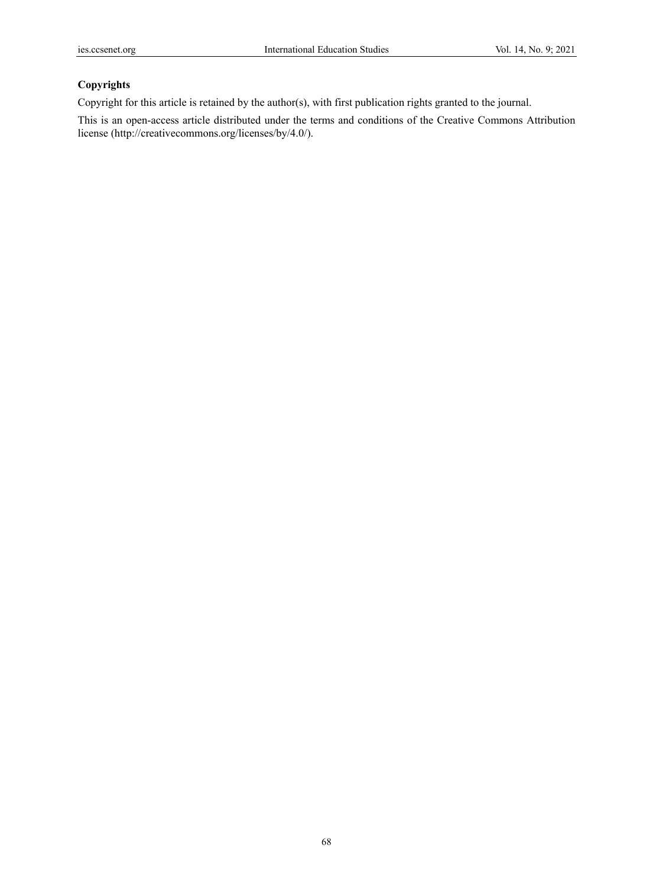## Copyrights

Copyright for this article is retained by the author(s), with first publication rights granted to the journal.

This is an open-access article distributed under the terms and conditions of the Creative Commons Attribution license (http://creativecommons.org/licenses/by/4.0/).